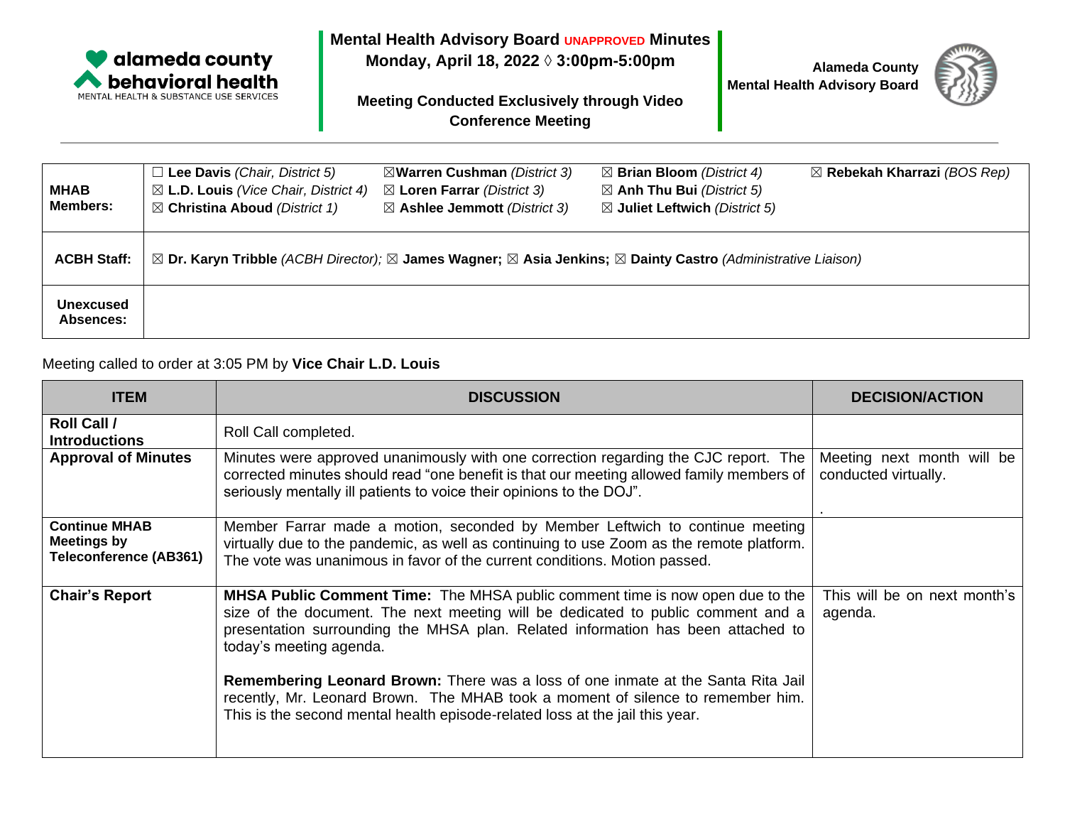alameda county behavioral health
MENTAL HEALTH & SUBSTANCE USE SERVICES

# Mental Health Advisory Board UNAPPROVED Minutes

**Monday, April 18, 2022 ◊ 3:00pm-5:00pm**

**Meeting Conducted Exclusively through Video Conference Meeting**

**Alameda County Mental Health Advisory Board**

| | | | | |
|---|---|---|---|---|
| **MHAB Members:** | ☐ **Lee Davis** *(Chair, District 5)*<br>☒ **L.D. Louis** *(Vice Chair, District 4)*<br>☒ **Christina Aboud** *(District 1)* | ☒**Warren Cushman** *(District 3)*<br>☒ **Loren Farrar** *(District 3)*<br>☒ **Ashlee Jemmott** *(District 3)* | ☒ **Brian Bloom** *(District 4)*<br>☒ **Anh Thu Bui** *(District 5)*<br>☒ **Juliet Leftwich** *(District 5)* | ☒ **Rebekah Kharrazi** *(BOS Rep)* |
| **ACBH Staff:** | ☒ **Dr. Karyn Tribble** *(ACBH Director)*; ☒ **James Wagner;** ☒ **Asia Jenkins;** ☒ **Dainty Castro** *(Administrative Liaison)* | | | |
| **Unexcused Absences:** | | | | |

Meeting called to order at 3:05 PM by **Vice Chair L.D. Louis**

| ITEM | DISCUSSION | DECISION/ACTION |
|---|---|---|
| **Roll Call / Introductions** | Roll Call completed. | |
| **Approval of Minutes** | Minutes were approved unanimously with one correction regarding the CJC report. The corrected minutes should read "one benefit is that our meeting allowed family members of seriously mentally ill patients to voice their opinions to the DOJ". | Meeting next month will be conducted virtually.<br>. |
| **Continue MHAB Meetings by Teleconference (AB361)** | Member Farrar made a motion, seconded by Member Leftwich to continue meeting virtually due to the pandemic, as well as continuing to use Zoom as the remote platform. The vote was unanimous in favor of the current conditions. Motion passed. | |
| **Chair's Report** | **MHSA Public Comment Time:** The MHSA public comment time is now open due to the size of the document. The next meeting will be dedicated to public comment and a presentation surrounding the MHSA plan. Related information has been attached to today's meeting agenda.<br><br>**Remembering Leonard Brown:** There was a loss of one inmate at the Santa Rita Jail recently, Mr. Leonard Brown. The MHAB took a moment of silence to remember him. This is the second mental health episode-related loss at the jail this year. | This will be on next month's agenda. |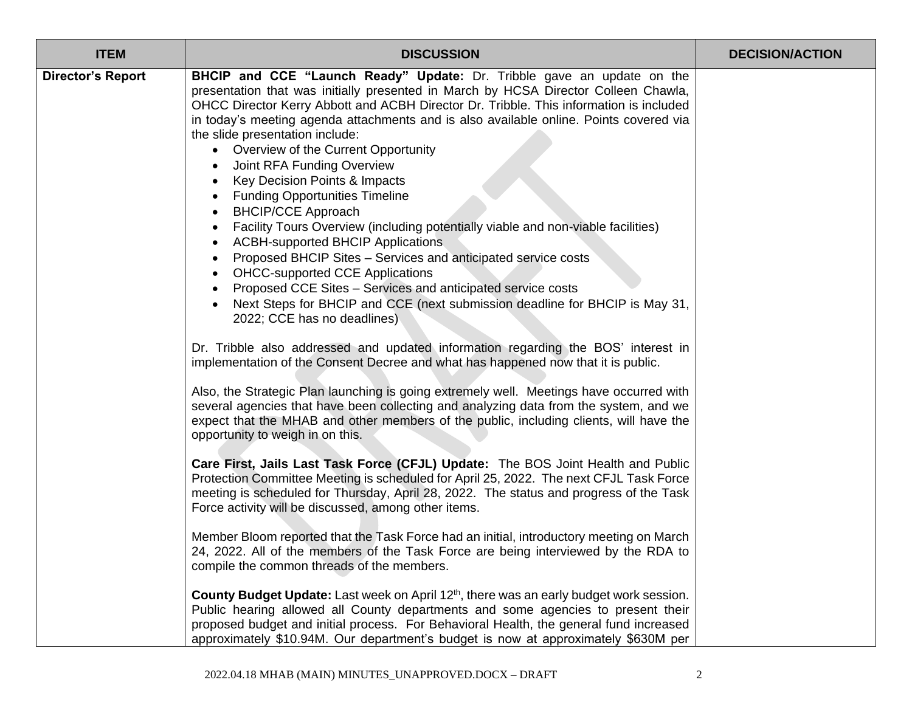| ITEM | DISCUSSION | DECISION/ACTION |
|---|---|---|
| **Director's Report** | **BHCIP and CCE "Launch Ready" Update:** Dr. Tribble gave an update on the presentation that was initially presented in March by HCSA Director Colleen Chawla, OHCC Director Kerry Abbott and ACBH Director Dr. Tribble. This information is included in today's meeting agenda attachments and is also available online. Points covered via the slide presentation include:<br>• Overview of the Current Opportunity<br>• Joint RFA Funding Overview<br>• Key Decision Points & Impacts<br>• Funding Opportunities Timeline<br>• BHCIP/CCE Approach<br>• Facility Tours Overview (including potentially viable and non-viable facilities)<br>• ACBH-supported BHCIP Applications<br>• Proposed BHCIP Sites – Services and anticipated service costs<br>• OHCC-supported CCE Applications<br>• Proposed CCE Sites – Services and anticipated service costs<br>• Next Steps for BHCIP and CCE (next submission deadline for BHCIP is May 31, 2022; CCE has no deadlines)<br><br>Dr. Tribble also addressed and updated information regarding the BOS' interest in implementation of the Consent Decree and what has happened now that it is public.<br><br>Also, the Strategic Plan launching is going extremely well. Meetings have occurred with several agencies that have been collecting and analyzing data from the system, and we expect that the MHAB and other members of the public, including clients, will have the opportunity to weigh in on this.<br><br>**Care First, Jails Last Task Force (CFJL) Update:** The BOS Joint Health and Public Protection Committee Meeting is scheduled for April 25, 2022. The next CFJL Task Force meeting is scheduled for Thursday, April 28, 2022. The status and progress of the Task Force activity will be discussed, among other items.<br><br>Member Bloom reported that the Task Force had an initial, introductory meeting on March 24, 2022. All of the members of the Task Force are being interviewed by the RDA to compile the common threads of the members.<br><br>**County Budget Update:** Last week on April 12th, there was an early budget work session. Public hearing allowed all County departments and some agencies to present their proposed budget and initial process. For Behavioral Health, the general fund increased approximately \$10.94M. Our department's budget is now at approximately \$630M per | |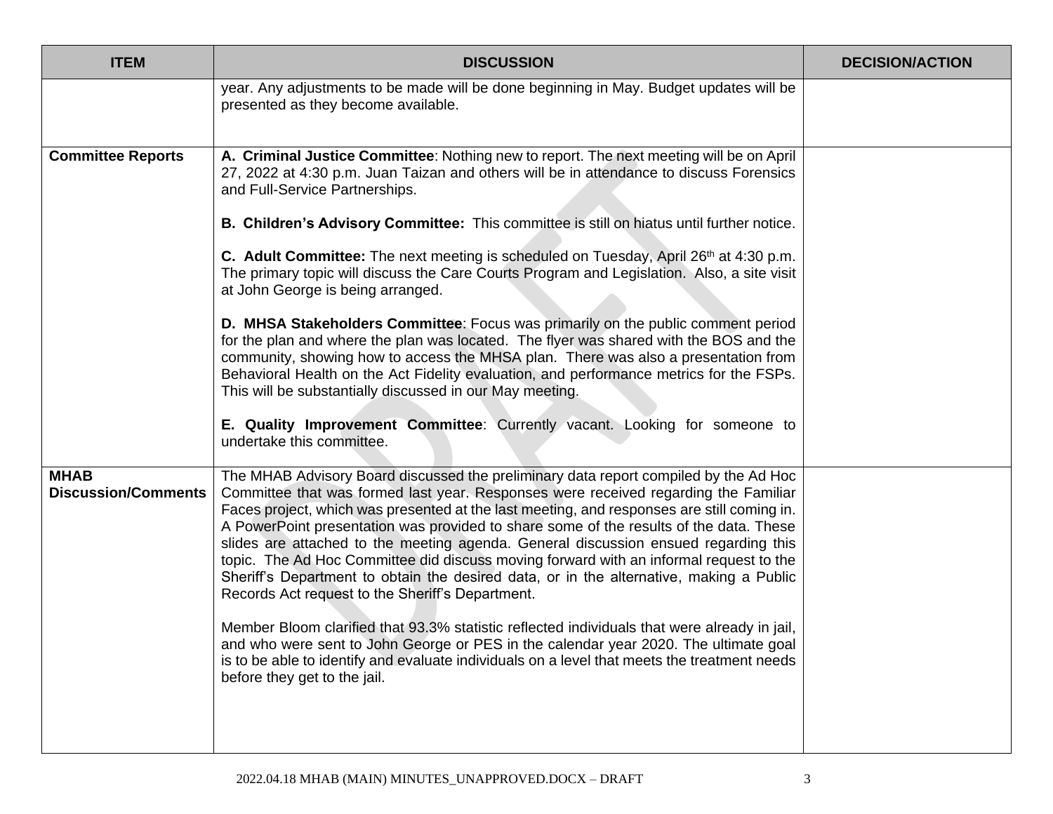| ITEM | DISCUSSION | DECISION/ACTION |
|---|---|---|
| | year. Any adjustments to be made will be done beginning in May. Budget updates will be presented as they become available. | |
| **Committee Reports** | **A. Criminal Justice Committee**: Nothing new to report. The next meeting will be on April 27, 2022 at 4:30 p.m. Juan Taizan and others will be in attendance to discuss Forensics and Full-Service Partnerships.<br><br>**B. Children's Advisory Committee:** This committee is still on hiatus until further notice.<br><br>**C. Adult Committee:** The next meeting is scheduled on Tuesday, April 26th at 4:30 p.m. The primary topic will discuss the Care Courts Program and Legislation. Also, a site visit at John George is being arranged.<br><br>**D. MHSA Stakeholders Committee**: Focus was primarily on the public comment period for the plan and where the plan was located. The flyer was shared with the BOS and the community, showing how to access the MHSA plan. There was also a presentation from Behavioral Health on the Act Fidelity evaluation, and performance metrics for the FSPs. This will be substantially discussed in our May meeting.<br><br>**E. Quality Improvement Committee**: Currently vacant. Looking for someone to undertake this committee. | |
| **MHAB Discussion/Comments** | The MHAB Advisory Board discussed the preliminary data report compiled by the Ad Hoc Committee that was formed last year. Responses were received regarding the Familiar Faces project, which was presented at the last meeting, and responses are still coming in. A PowerPoint presentation was provided to share some of the results of the data. These slides are attached to the meeting agenda. General discussion ensued regarding this topic. The Ad Hoc Committee did discuss moving forward with an informal request to the Sheriff's Department to obtain the desired data, or in the alternative, making a Public Records Act request to the Sheriff's Department.<br><br>Member Bloom clarified that 93.3% statistic reflected individuals that were already in jail, and who were sent to John George or PES in the calendar year 2020. The ultimate goal is to be able to identify and evaluate individuals on a level that meets the treatment needs before they get to the jail. | |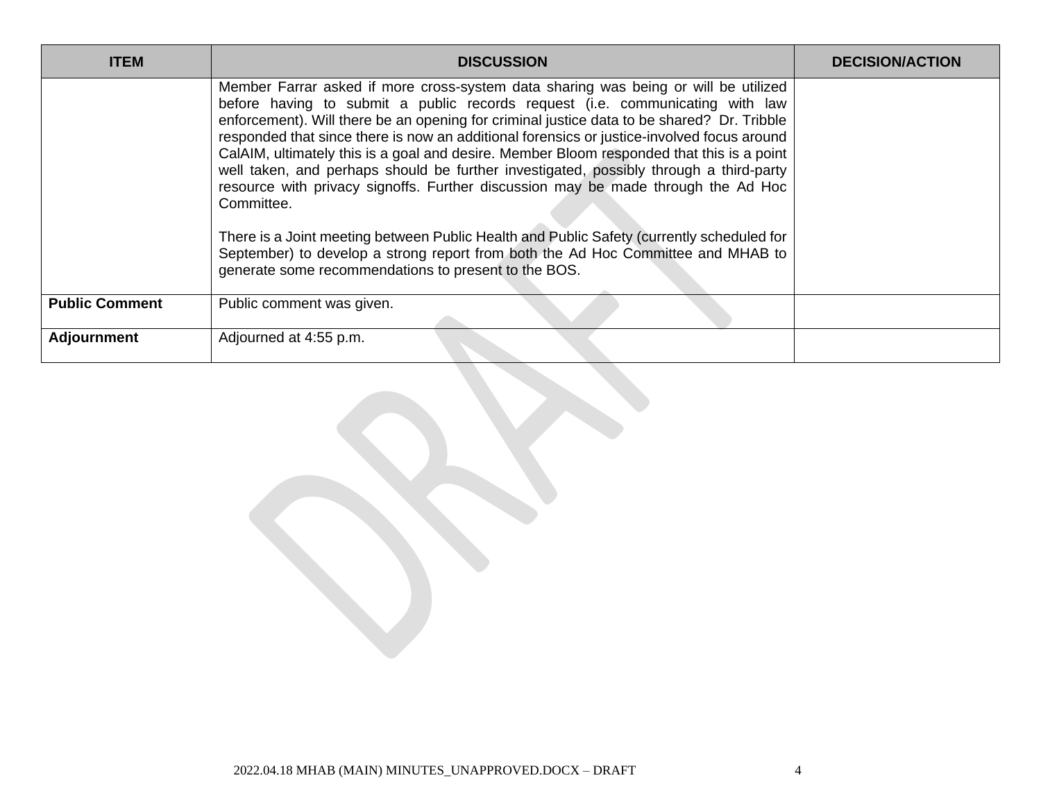| ITEM | DISCUSSION | DECISION/ACTION |
|---|---|---|
| | Member Farrar asked if more cross-system data sharing was being or will be utilized before having to submit a public records request (i.e. communicating with law enforcement). Will there be an opening for criminal justice data to be shared? Dr. Tribble responded that since there is now an additional forensics or justice-involved focus around CalAIM, ultimately this is a goal and desire. Member Bloom responded that this is a point well taken, and perhaps should be further investigated, possibly through a third-party resource with privacy signoffs. Further discussion may be made through the Ad Hoc Committee.<br><br>There is a Joint meeting between Public Health and Public Safety (currently scheduled for September) to develop a strong report from both the Ad Hoc Committee and MHAB to generate some recommendations to present to the BOS. | |
| **Public Comment** | Public comment was given. | |
| **Adjournment** | Adjourned at 4:55 p.m. | |